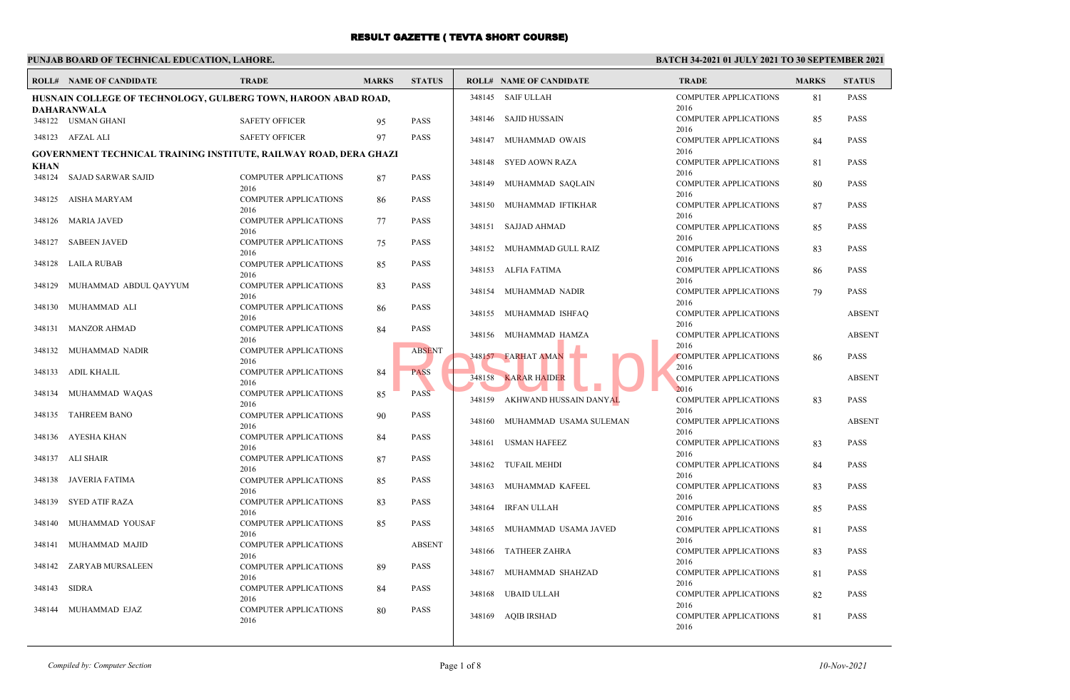# RESULT GAZETTE ( TEVTA SHORT COURSE)

**PUNJAB BOARD OF TECHNICAL EDUCATION, LAHORE.**

**BATCH 34-2021 01 JULY 2021 TO 30 SEPTEMBER 2021**

**HUSNAIN COLLEGE OF TECHNOLOGY, GULBERG TOWN, HAROON ABAD ROAD, DAHARANWALA**

| ROLL# | NAME OF CANDIDATE | TRADE | MARKS | STATUS |
|---|---|---|---|---|
| 348122 | USMAN GHANI | SAFETY OFFICER | 95 | PASS |
| 348123 | AFZAL ALI | SAFETY OFFICER | 97 | PASS |

**GOVERNMENT TECHNICAL TRAINING INSTITUTE, RAILWAY ROAD, DERA GHAZI KHAN**

| ROLL# | NAME OF CANDIDATE | TRADE | MARKS | STATUS |
|---|---|---|---|---|
| 348124 | SAJAD SARWAR SAJID | COMPUTER APPLICATIONS 2016 | 87 | PASS |
| 348125 | AISHA MARYAM | COMPUTER APPLICATIONS 2016 | 86 | PASS |
| 348126 | MARIA JAVED | COMPUTER APPLICATIONS 2016 | 77 | PASS |
| 348127 | SABEEN JAVED | COMPUTER APPLICATIONS 2016 | 75 | PASS |
| 348128 | LAILA RUBAB | COMPUTER APPLICATIONS 2016 | 85 | PASS |
| 348129 | MUHAMMAD ABDUL QAYYUM | COMPUTER APPLICATIONS 2016 | 83 | PASS |
| 348130 | MUHAMMAD ALI | COMPUTER APPLICATIONS 2016 | 86 | PASS |
| 348131 | MANZOR AHMAD | COMPUTER APPLICATIONS 2016 | 84 | PASS |
| 348132 | MUHAMMAD NADIR | COMPUTER APPLICATIONS 2016 | | ABSENT |
| 348133 | ADIL KHALIL | COMPUTER APPLICATIONS 2016 | 84 | PASS |
| 348134 | MUHAMMAD WAQAS | COMPUTER APPLICATIONS 2016 | 85 | PASS |
| 348135 | TAHREEM BANO | COMPUTER APPLICATIONS 2016 | 90 | PASS |
| 348136 | AYESHA KHAN | COMPUTER APPLICATIONS 2016 | 84 | PASS |
| 348137 | ALI SHAIR | COMPUTER APPLICATIONS 2016 | 87 | PASS |
| 348138 | JAVERIA FATIMA | COMPUTER APPLICATIONS 2016 | 85 | PASS |
| 348139 | SYED ATIF RAZA | COMPUTER APPLICATIONS 2016 | 83 | PASS |
| 348140 | MUHAMMAD YOUSAF | COMPUTER APPLICATIONS 2016 | 85 | PASS |
| 348141 | MUHAMMAD MAJID | COMPUTER APPLICATIONS 2016 | | ABSENT |
| 348142 | ZARYAB MURSALEEN | COMPUTER APPLICATIONS 2016 | 89 | PASS |
| 348143 | SIDRA | COMPUTER APPLICATIONS 2016 | 84 | PASS |
| 348144 | MUHAMMAD EJAZ | COMPUTER APPLICATIONS 2016 | 80 | PASS |
| 348145 | SAIF ULLAH | COMPUTER APPLICATIONS 2016 | 81 | PASS |
| 348146 | SAJID HUSSAIN | COMPUTER APPLICATIONS 2016 | 85 | PASS |
| 348147 | MUHAMMAD OWAIS | COMPUTER APPLICATIONS 2016 | 84 | PASS |
| 348148 | SYED AOWN RAZA | COMPUTER APPLICATIONS 2016 | 81 | PASS |
| 348149 | MUHAMMAD SAQLAIN | COMPUTER APPLICATIONS 2016 | 80 | PASS |
| 348150 | MUHAMMAD IFTIKHAR | COMPUTER APPLICATIONS 2016 | 87 | PASS |
| 348151 | SAJJAD AHMAD | COMPUTER APPLICATIONS 2016 | 85 | PASS |
| 348152 | MUHAMMAD GULL RAIZ | COMPUTER APPLICATIONS 2016 | 83 | PASS |
| 348153 | ALFIA FATIMA | COMPUTER APPLICATIONS 2016 | 86 | PASS |
| 348154 | MUHAMMAD NADIR | COMPUTER APPLICATIONS 2016 | 79 | PASS |
| 348155 | MUHAMMAD ISHFAQ | COMPUTER APPLICATIONS 2016 | | ABSENT |
| 348156 | MUHAMMAD HAMZA | COMPUTER APPLICATIONS 2016 | | ABSENT |
| 348157 | FARHAT AMAN | COMPUTER APPLICATIONS 2016 | 86 | PASS |
| 348158 | KARAR HAIDER | COMPUTER APPLICATIONS 2016 | | ABSENT |
| 348159 | AKHWAND HUSSAIN DANYAL | COMPUTER APPLICATIONS 2016 | 83 | PASS |
| 348160 | MUHAMMAD USAMA SULEMAN | COMPUTER APPLICATIONS 2016 | | ABSENT |
| 348161 | USMAN HAFEEZ | COMPUTER APPLICATIONS 2016 | 83 | PASS |
| 348162 | TUFAIL MEHDI | COMPUTER APPLICATIONS 2016 | 84 | PASS |
| 348163 | MUHAMMAD KAFEEL | COMPUTER APPLICATIONS 2016 | 83 | PASS |
| 348164 | IRFAN ULLAH | COMPUTER APPLICATIONS 2016 | 85 | PASS |
| 348165 | MUHAMMAD USAMA JAVED | COMPUTER APPLICATIONS 2016 | 81 | PASS |
| 348166 | TATHEER ZAHRA | COMPUTER APPLICATIONS 2016 | 83 | PASS |
| 348167 | MUHAMMAD SHAHZAD | COMPUTER APPLICATIONS 2016 | 81 | PASS |
| 348168 | UBAID ULLAH | COMPUTER APPLICATIONS 2016 | 82 | PASS |
| 348169 | AQIB IRSHAD | COMPUTER APPLICATIONS 2016 | 81 | PASS |

*Compiled by: Computer Section*

*10-Nov-2021*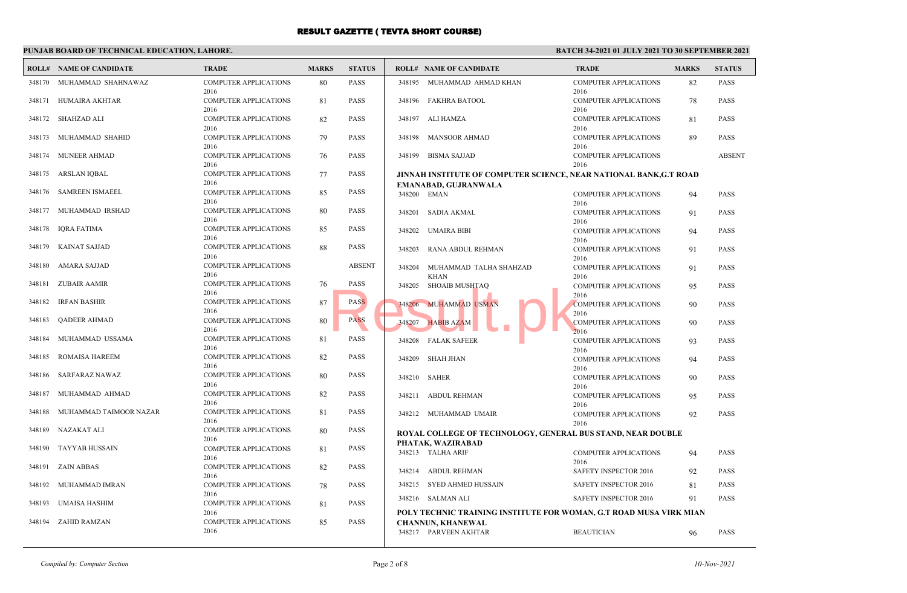# RESULT GAZETTE ( TEVTA SHORT COURSE)

**PUNJAB BOARD OF TECHNICAL EDUCATION, LAHORE.**

**BATCH 34-2021 01 JULY 2021 TO 30 SEPTEMBER 2021**

| ROLL# | NAME OF CANDIDATE | TRADE | MARKS | STATUS |
|---|---|---|---|---|
| 348170 | MUHAMMAD SHAHNAWAZ | COMPUTER APPLICATIONS 2016 | 80 | PASS |
| 348171 | HUMAIRA AKHTAR | COMPUTER APPLICATIONS 2016 | 81 | PASS |
| 348172 | SHAHZAD ALI | COMPUTER APPLICATIONS 2016 | 82 | PASS |
| 348173 | MUHAMMAD SHAHID | COMPUTER APPLICATIONS 2016 | 79 | PASS |
| 348174 | MUNEER AHMAD | COMPUTER APPLICATIONS 2016 | 76 | PASS |
| 348175 | ARSLAN IQBAL | COMPUTER APPLICATIONS 2016 | 77 | PASS |
| 348176 | SAMREEN ISMAEEL | COMPUTER APPLICATIONS 2016 | 85 | PASS |
| 348177 | MUHAMMAD IRSHAD | COMPUTER APPLICATIONS 2016 | 80 | PASS |
| 348178 | IQRA FATIMA | COMPUTER APPLICATIONS 2016 | 85 | PASS |
| 348179 | KAINAT SAJJAD | COMPUTER APPLICATIONS 2016 | 88 | PASS |
| 348180 | AMARA SAJJAD | COMPUTER APPLICATIONS 2016 | | ABSENT |
| 348181 | ZUBAIR AAMIR | COMPUTER APPLICATIONS 2016 | 76 | PASS |
| 348182 | IRFAN BASHIR | COMPUTER APPLICATIONS 2016 | 87 | PASS |
| 348183 | QADEER AHMAD | COMPUTER APPLICATIONS 2016 | 80 | PASS |
| 348184 | MUHAMMAD USSAMA | COMPUTER APPLICATIONS 2016 | 81 | PASS |
| 348185 | ROMAISA HAREEM | COMPUTER APPLICATIONS 2016 | 82 | PASS |
| 348186 | SARFARAZ NAWAZ | COMPUTER APPLICATIONS 2016 | 80 | PASS |
| 348187 | MUHAMMAD AHMAD | COMPUTER APPLICATIONS 2016 | 82 | PASS |
| 348188 | MUHAMMAD TAIMOOR NAZAR | COMPUTER APPLICATIONS 2016 | 81 | PASS |
| 348189 | NAZAKAT ALI | COMPUTER APPLICATIONS 2016 | 80 | PASS |
| 348190 | TAYYAB HUSSAIN | COMPUTER APPLICATIONS 2016 | 81 | PASS |
| 348191 | ZAIN ABBAS | COMPUTER APPLICATIONS 2016 | 82 | PASS |
| 348192 | MUHAMMAD IMRAN | COMPUTER APPLICATIONS 2016 | 78 | PASS |
| 348193 | UMAISA HASHIM | COMPUTER APPLICATIONS 2016 | 81 | PASS |
| 348194 | ZAHID RAMZAN | COMPUTER APPLICATIONS 2016 | 85 | PASS |
| 348195 | MUHAMMAD AHMAD KHAN | COMPUTER APPLICATIONS 2016 | 82 | PASS |
| 348196 | FAKHRA BATOOL | COMPUTER APPLICATIONS 2016 | 78 | PASS |
| 348197 | ALI HAMZA | COMPUTER APPLICATIONS 2016 | 81 | PASS |
| 348198 | MANSOOR AHMAD | COMPUTER APPLICATIONS 2016 | 89 | PASS |
| 348199 | BISMA SAJJAD | COMPUTER APPLICATIONS 2016 | | ABSENT |

**JINNAH INSTITUTE OF COMPUTER SCIENCE, NEAR NATIONAL BANK,G.T ROAD EMANABAD, GUJRANWALA**

| ROLL# | NAME OF CANDIDATE | TRADE | MARKS | STATUS |
|---|---|---|---|---|
| 348200 | EMAN | COMPUTER APPLICATIONS 2016 | 94 | PASS |
| 348201 | SADIA AKMAL | COMPUTER APPLICATIONS 2016 | 91 | PASS |
| 348202 | UMAIRA BIBI | COMPUTER APPLICATIONS 2016 | 94 | PASS |
| 348203 | RANA ABDUL REHMAN | COMPUTER APPLICATIONS 2016 | 91 | PASS |
| 348204 | MUHAMMAD TALHA SHAHZAD KHAN | COMPUTER APPLICATIONS 2016 | 91 | PASS |
| 348205 | SHOAIB MUSHTAQ | COMPUTER APPLICATIONS 2016 | 95 | PASS |
| 348206 | MUHAMMAD USMAN | COMPUTER APPLICATIONS 2016 | 90 | PASS |
| 348207 | HABIB AZAM | COMPUTER APPLICATIONS 2016 | 90 | PASS |
| 348208 | FALAK SAFEER | COMPUTER APPLICATIONS 2016 | 93 | PASS |
| 348209 | SHAH JHAN | COMPUTER APPLICATIONS 2016 | 94 | PASS |
| 348210 | SAHER | COMPUTER APPLICATIONS 2016 | 90 | PASS |
| 348211 | ABDUL REHMAN | COMPUTER APPLICATIONS 2016 | 95 | PASS |
| 348212 | MUHAMMAD UMAIR | COMPUTER APPLICATIONS 2016 | 92 | PASS |

**ROYAL COLLEGE OF TECHNOLOGY, GENERAL BUS STAND, NEAR DOUBLE PHATAK, WAZIRABAD**

| ROLL# | NAME OF CANDIDATE | TRADE | MARKS | STATUS |
|---|---|---|---|---|
| 348213 | TALHA ARIF | COMPUTER APPLICATIONS 2016 | 94 | PASS |
| 348214 | ABDUL REHMAN | SAFETY INSPECTOR 2016 | 92 | PASS |
| 348215 | SYED AHMED HUSSAIN | SAFETY INSPECTOR 2016 | 81 | PASS |
| 348216 | SALMAN ALI | SAFETY INSPECTOR 2016 | 91 | PASS |

**POLY TECHNIC TRAINING INSTITUTE FOR WOMAN, G.T ROAD MUSA VIRK MIAN CHANNUN, KHANEWAL**

| ROLL# | NAME OF CANDIDATE | TRADE | MARKS | STATUS |
|---|---|---|---|---|
| 348217 | PARVEEN AKHTAR | BEAUTICIAN | 96 | PASS |

*Compiled by: Computer Section*

*10-Nov-2021*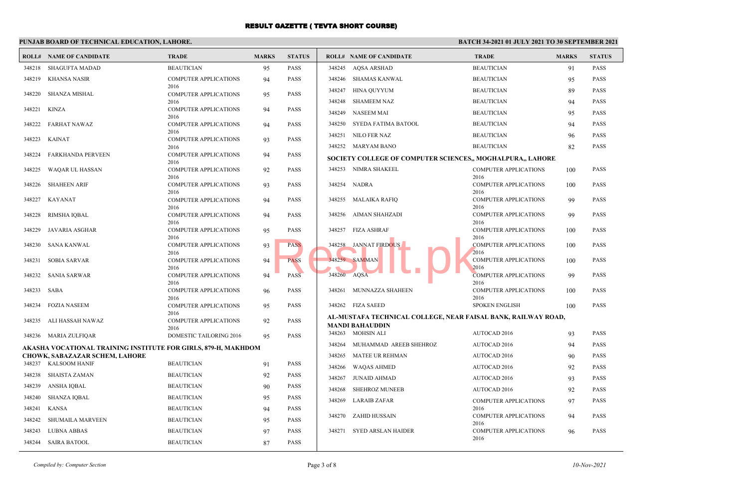# RESULT GAZETTE ( TEVTA SHORT COURSE)

**PUNJAB BOARD OF TECHNICAL EDUCATION, LAHORE.**

**BATCH 34-2021 01 JULY 2021 TO 30 SEPTEMBER 2021**

| ROLL# | NAME OF CANDIDATE | TRADE | MARKS | STATUS |
|---|---|---|---|---|
| 348218 | SHAGUFTA MADAD | BEAUTICIAN | 95 | PASS |
| 348219 | KHANSA NASIR | COMPUTER APPLICATIONS 2016 | 94 | PASS |
| 348220 | SHANZA MISHAL | COMPUTER APPLICATIONS 2016 | 95 | PASS |
| 348221 | KINZA | COMPUTER APPLICATIONS 2016 | 94 | PASS |
| 348222 | FARHAT NAWAZ | COMPUTER APPLICATIONS 2016 | 94 | PASS |
| 348223 | KAINAT | COMPUTER APPLICATIONS 2016 | 93 | PASS |
| 348224 | FARKHANDA PERVEEN | COMPUTER APPLICATIONS 2016 | 94 | PASS |
| 348225 | WAQAR UL HASSAN | COMPUTER APPLICATIONS 2016 | 92 | PASS |
| 348226 | SHAHEEN ARIF | COMPUTER APPLICATIONS 2016 | 93 | PASS |
| 348227 | KAYANAT | COMPUTER APPLICATIONS 2016 | 94 | PASS |
| 348228 | RIMSHA IQBAL | COMPUTER APPLICATIONS 2016 | 94 | PASS |
| 348229 | JAVARIA ASGHAR | COMPUTER APPLICATIONS 2016 | 95 | PASS |
| 348230 | SANA KANWAL | COMPUTER APPLICATIONS 2016 | 93 | PASS |
| 348231 | SOBIA SARVAR | COMPUTER APPLICATIONS 2016 | 94 | PASS |
| 348232 | SANIA SARWAR | COMPUTER APPLICATIONS 2016 | 94 | PASS |
| 348233 | SABA | COMPUTER APPLICATIONS 2016 | 96 | PASS |
| 348234 | FOZIA NASEEM | COMPUTER APPLICATIONS 2016 | 95 | PASS |
| 348235 | ALI HASSAH NAWAZ | COMPUTER APPLICATIONS 2016 | 92 | PASS |
| 348236 | MARIA ZULFIQAR | DOMESTIC TAILORING 2016 | 95 | PASS |

**AKASHA VOCATIONAL TRAINING INSTITUTE FOR GIRLS, 879-H, MAKHDOM CHOWK, SABAZAZAR SCHEM, LAHORE**

| ROLL# | NAME OF CANDIDATE | TRADE | MARKS | STATUS |
|---|---|---|---|---|
| 348237 | KALSOOM HANIF | BEAUTICIAN | 91 | PASS |
| 348238 | SHAISTA ZAMAN | BEAUTICIAN | 92 | PASS |
| 348239 | ANSHA IQBAL | BEAUTICIAN | 90 | PASS |
| 348240 | SHANZA IQBAL | BEAUTICIAN | 95 | PASS |
| 348241 | KANSA | BEAUTICIAN | 94 | PASS |
| 348242 | SHUMAILA MARVEEN | BEAUTICIAN | 95 | PASS |
| 348243 | LUBNA ABBAS | BEAUTICIAN | 97 | PASS |
| 348244 | SAIRA BATOOL | BEAUTICIAN | 87 | PASS |
| 348245 | AQSA ARSHAD | BEAUTICIAN | 91 | PASS |
| 348246 | SHAMAS KANWAL | BEAUTICIAN | 95 | PASS |
| 348247 | HINA QUYYUM | BEAUTICIAN | 89 | PASS |
| 348248 | SHAMEEM NAZ | BEAUTICIAN | 94 | PASS |
| 348249 | NASEEM MAI | BEAUTICIAN | 95 | PASS |
| 348250 | SYEDA FATIMA BATOOL | BEAUTICIAN | 94 | PASS |
| 348251 | NILO FER NAZ | BEAUTICIAN | 96 | PASS |
| 348252 | MARYAM BANO | BEAUTICIAN | 82 | PASS |

**SOCIETY COLLEGE OF COMPUTER SCIENCES,, MOGHALPURA,, LAHORE**

| ROLL# | NAME OF CANDIDATE | TRADE | MARKS | STATUS |
|---|---|---|---|---|
| 348253 | NIMRA SHAKEEL | COMPUTER APPLICATIONS 2016 | 100 | PASS |
| 348254 | NADRA | COMPUTER APPLICATIONS 2016 | 100 | PASS |
| 348255 | MALAIKA RAFIQ | COMPUTER APPLICATIONS 2016 | 99 | PASS |
| 348256 | AIMAN SHAHZADI | COMPUTER APPLICATIONS 2016 | 99 | PASS |
| 348257 | FIZA ASHRAF | COMPUTER APPLICATIONS 2016 | 100 | PASS |
| 348258 | JANNAT FIRDOUS | COMPUTER APPLICATIONS 2016 | 100 | PASS |
| 348259 | SAMMAN | COMPUTER APPLICATIONS 2016 | 100 | PASS |
| 348260 | AQSA | COMPUTER APPLICATIONS 2016 | 99 | PASS |
| 348261 | MUNNAZZA SHAHEEN | COMPUTER APPLICATIONS 2016 | 100 | PASS |
| 348262 | FIZA SAEED | SPOKEN ENGLISH | 100 | PASS |

**AL-MUSTAFA TECHNICAL COLLEGE, NEAR FAISAL BANK, RAILWAY ROAD, MANDI BAHAUDDIN**

| ROLL# | NAME OF CANDIDATE | TRADE | MARKS | STATUS |
|---|---|---|---|---|
| 348263 | MOHSIN ALI | AUTOCAD 2016 | 93 | PASS |
| 348264 | MUHAMMAD AREEB SHEHROZ | AUTOCAD 2016 | 94 | PASS |
| 348265 | MATEE UR REHMAN | AUTOCAD 2016 | 90 | PASS |
| 348266 | WAQAS AHMED | AUTOCAD 2016 | 92 | PASS |
| 348267 | JUNAID AHMAD | AUTOCAD 2016 | 93 | PASS |
| 348268 | SHEHROZ MUNEEB | AUTOCAD 2016 | 92 | PASS |
| 348269 | LARAIB ZAFAR | COMPUTER APPLICATIONS 2016 | 97 | PASS |
| 348270 | ZAHID HUSSAIN | COMPUTER APPLICATIONS 2016 | 94 | PASS |
| 348271 | SYED ARSLAN HAIDER | COMPUTER APPLICATIONS 2016 | 96 | PASS |

*Compiled by: Computer Section*

*10-Nov-2021*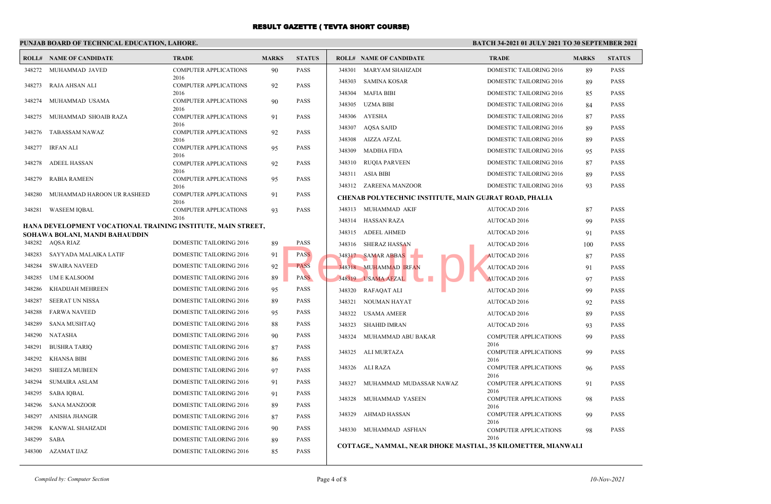# RESULT GAZETTE ( TEVTA SHORT COURSE)

**PUNJAB BOARD OF TECHNICAL EDUCATION, LAHORE.**

**BATCH 34-2021 01 JULY 2021 TO 30 SEPTEMBER 2021**

| ROLL# | NAME OF CANDIDATE | TRADE | MARKS | STATUS |
|---|---|---|---|---|
| 348272 | MUHAMMAD JAVED | COMPUTER APPLICATIONS 2016 | 90 | PASS |
| 348273 | RAJA AHSAN ALI | COMPUTER APPLICATIONS 2016 | 92 | PASS |
| 348274 | MUHAMMAD USAMA | COMPUTER APPLICATIONS 2016 | 90 | PASS |
| 348275 | MUHAMMAD SHOAIB RAZA | COMPUTER APPLICATIONS 2016 | 91 | PASS |
| 348276 | TABASSAM NAWAZ | COMPUTER APPLICATIONS 2016 | 92 | PASS |
| 348277 | IRFAN ALI | COMPUTER APPLICATIONS 2016 | 95 | PASS |
| 348278 | ADEEL HASSAN | COMPUTER APPLICATIONS 2016 | 92 | PASS |
| 348279 | RABIA RAMEEN | COMPUTER APPLICATIONS 2016 | 95 | PASS |
| 348280 | MUHAMMAD HAROON UR RASHEED | COMPUTER APPLICATIONS 2016 | 91 | PASS |
| 348281 | WASEEM IQBAL | COMPUTER APPLICATIONS 2016 | 93 | PASS |

**HANA DEVELOPMENT VOCATIONAL TRAINING INSTITUTE, MAIN STREET, SOHAWA BOLANI, MANDI BAHAUDDIN**

| ROLL# | NAME OF CANDIDATE | TRADE | MARKS | STATUS |
|---|---|---|---|---|
| 348282 | AQSA RIAZ | DOMESTIC TAILORING 2016 | 89 | PASS |
| 348283 | SAYYADA MALAIKA LATIF | DOMESTIC TAILORING 2016 | 91 | PASS |
| 348284 | SWAIRA NAVEED | DOMESTIC TAILORING 2016 | 92 | PASS |
| 348285 | UM E KALSOOM | DOMESTIC TAILORING 2016 | 89 | PASS |
| 348286 | KHADIJAH MEHREEN | DOMESTIC TAILORING 2016 | 95 | PASS |
| 348287 | SEERAT UN NISSA | DOMESTIC TAILORING 2016 | 89 | PASS |
| 348288 | FARWA NAVEED | DOMESTIC TAILORING 2016 | 95 | PASS |
| 348289 | SANA MUSHTAQ | DOMESTIC TAILORING 2016 | 88 | PASS |
| 348290 | NATASHA | DOMESTIC TAILORING 2016 | 90 | PASS |
| 348291 | BUSHRA TARIQ | DOMESTIC TAILORING 2016 | 87 | PASS |
| 348292 | KHANSA BIBI | DOMESTIC TAILORING 2016 | 86 | PASS |
| 348293 | SHEEZA MUBEEN | DOMESTIC TAILORING 2016 | 97 | PASS |
| 348294 | SUMAIRA ASLAM | DOMESTIC TAILORING 2016 | 91 | PASS |
| 348295 | SABA IQBAL | DOMESTIC TAILORING 2016 | 91 | PASS |
| 348296 | SANA MANZOOR | DOMESTIC TAILORING 2016 | 89 | PASS |
| 348297 | ANISHA JHANGIR | DOMESTIC TAILORING 2016 | 87 | PASS |
| 348298 | KANWAL SHAHZADI | DOMESTIC TAILORING 2016 | 90 | PASS |
| 348299 | SABA | DOMESTIC TAILORING 2016 | 89 | PASS |
| 348300 | AZAMAT IJAZ | DOMESTIC TAILORING 2016 | 85 | PASS |
| 348301 | MARYAM SHAHZADI | DOMESTIC TAILORING 2016 | 89 | PASS |
| 348303 | SAMINA KOSAR | DOMESTIC TAILORING 2016 | 89 | PASS |
| 348304 | MAFIA BIBI | DOMESTIC TAILORING 2016 | 85 | PASS |
| 348305 | UZMA BIBI | DOMESTIC TAILORING 2016 | 84 | PASS |
| 348306 | AYESHA | DOMESTIC TAILORING 2016 | 87 | PASS |
| 348307 | AQSA SAJID | DOMESTIC TAILORING 2016 | 89 | PASS |
| 348308 | AIZZA AFZAL | DOMESTIC TAILORING 2016 | 89 | PASS |
| 348309 | MADIHA FIDA | DOMESTIC TAILORING 2016 | 95 | PASS |
| 348310 | RUQIA PARVEEN | DOMESTIC TAILORING 2016 | 87 | PASS |
| 348311 | ASIA BIBI | DOMESTIC TAILORING 2016 | 89 | PASS |
| 348312 | ZAREENA MANZOOR | DOMESTIC TAILORING 2016 | 93 | PASS |

**CHENAB POLYTECHNIC INSTITUTE, MAIN GUJRAT ROAD, PHALIA**

| ROLL# | NAME OF CANDIDATE | TRADE | MARKS | STATUS |
|---|---|---|---|---|
| 348313 | MUHAMMAD AKIF | AUTOCAD 2016 | 87 | PASS |
| 348314 | HASSAN RAZA | AUTOCAD 2016 | 99 | PASS |
| 348315 | ADEEL AHMED | AUTOCAD 2016 | 91 | PASS |
| 348316 | SHERAZ HASSAN | AUTOCAD 2016 | 100 | PASS |
| 348317 | SAMAR ABBAS | AUTOCAD 2016 | 87 | PASS |
| 348318 | MUHAMMAD IRFAN | AUTOCAD 2016 | 91 | PASS |
| 348319 | USAMA AFZAL | AUTOCAD 2016 | 97 | PASS |
| 348320 | RAFAQAT ALI | AUTOCAD 2016 | 99 | PASS |
| 348321 | NOUMAN HAYAT | AUTOCAD 2016 | 92 | PASS |
| 348322 | USAMA AMEER | AUTOCAD 2016 | 89 | PASS |
| 348323 | SHAHID IMRAN | AUTOCAD 2016 | 93 | PASS |
| 348324 | MUHAMMAD ABU BAKAR | COMPUTER APPLICATIONS 2016 | 99 | PASS |
| 348325 | ALI MURTAZA | COMPUTER APPLICATIONS 2016 | 99 | PASS |
| 348326 | ALI RAZA | COMPUTER APPLICATIONS 2016 | 96 | PASS |
| 348327 | MUHAMMAD MUDASSAR NAWAZ | COMPUTER APPLICATIONS 2016 | 91 | PASS |
| 348328 | MUHAMMAD YASEEN | COMPUTER APPLICATIONS 2016 | 98 | PASS |
| 348329 | AHMAD HASSAN | COMPUTER APPLICATIONS 2016 | 99 | PASS |
| 348330 | MUHAMMAD ASFHAN | COMPUTER APPLICATIONS 2016 | 98 | PASS |

**COTTAGE,, NAMMAL, NEAR DHOKE MASTIAL, 35 KILOMETTER, MIANWALI**

*Compiled by: Computer Section*

*10-Nov-2021*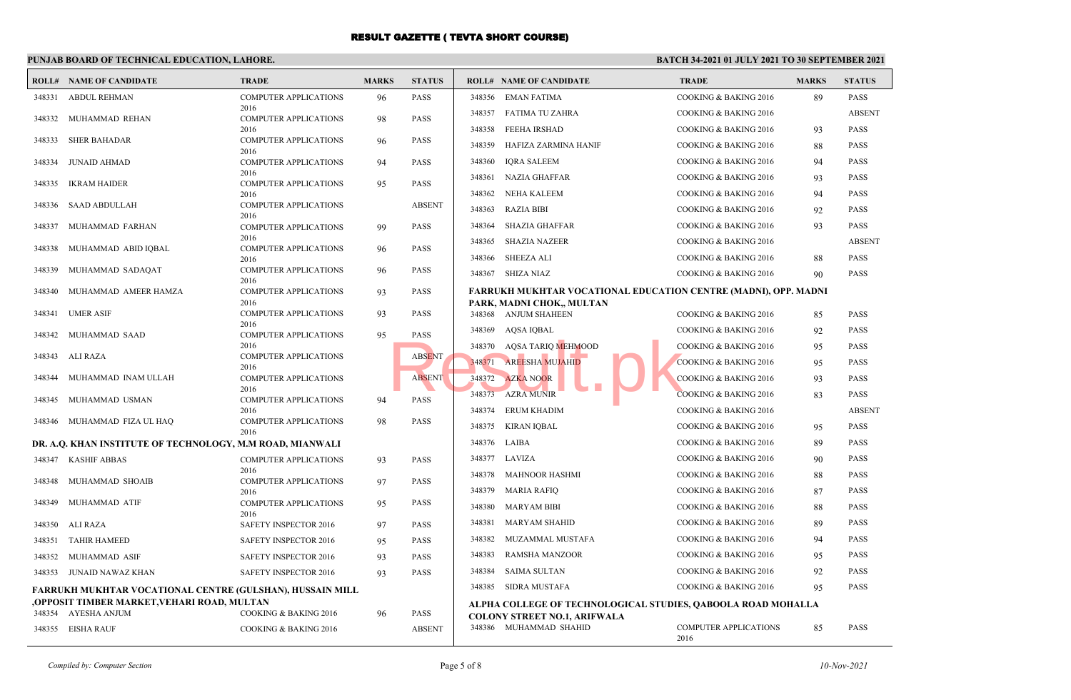# RESULT GAZETTE ( TEVTA SHORT COURSE)

**PUNJAB BOARD OF TECHNICAL EDUCATION, LAHORE.**

**BATCH 34-2021 01 JULY 2021 TO 30 SEPTEMBER 2021**

| ROLL# | NAME OF CANDIDATE | TRADE | MARKS | STATUS |
|---|---|---|---|---|
| 348331 | ABDUL REHMAN | COMPUTER APPLICATIONS 2016 | 96 | PASS |
| 348332 | MUHAMMAD REHAN | COMPUTER APPLICATIONS 2016 | 98 | PASS |
| 348333 | SHER BAHADAR | COMPUTER APPLICATIONS 2016 | 96 | PASS |
| 348334 | JUNAID AHMAD | COMPUTER APPLICATIONS 2016 | 94 | PASS |
| 348335 | IKRAM HAIDER | COMPUTER APPLICATIONS 2016 | 95 | PASS |
| 348336 | SAAD ABDULLAH | COMPUTER APPLICATIONS 2016 | | ABSENT |
| 348337 | MUHAMMAD FARHAN | COMPUTER APPLICATIONS 2016 | 99 | PASS |
| 348338 | MUHAMMAD ABID IQBAL | COMPUTER APPLICATIONS 2016 | 96 | PASS |
| 348339 | MUHAMMAD SADAQAT | COMPUTER APPLICATIONS 2016 | 96 | PASS |
| 348340 | MUHAMMAD AMEER HAMZA | COMPUTER APPLICATIONS 2016 | 93 | PASS |
| 348341 | UMER ASIF | COMPUTER APPLICATIONS 2016 | 93 | PASS |
| 348342 | MUHAMMAD SAAD | COMPUTER APPLICATIONS 2016 | 95 | PASS |
| 348343 | ALI RAZA | COMPUTER APPLICATIONS 2016 | | ABSENT |
| 348344 | MUHAMMAD INAM ULLAH | COMPUTER APPLICATIONS 2016 | | ABSENT |
| 348345 | MUHAMMAD USMAN | COMPUTER APPLICATIONS 2016 | 94 | PASS |
| 348346 | MUHAMMAD FIZA UL HAQ | COMPUTER APPLICATIONS 2016 | 98 | PASS |

**DR. A.Q. KHAN INSTITUTE OF TECHNOLOGY, M.M ROAD, MIANWALI**

| ROLL# | NAME OF CANDIDATE | TRADE | MARKS | STATUS |
|---|---|---|---|---|
| 348347 | KASHIF ABBAS | COMPUTER APPLICATIONS 2016 | 93 | PASS |
| 348348 | MUHAMMAD SHOAIB | COMPUTER APPLICATIONS 2016 | 97 | PASS |
| 348349 | MUHAMMAD ATIF | COMPUTER APPLICATIONS 2016 | 95 | PASS |
| 348350 | ALI RAZA | SAFETY INSPECTOR 2016 | 97 | PASS |
| 348351 | TAHIR HAMEED | SAFETY INSPECTOR 2016 | 95 | PASS |
| 348352 | MUHAMMAD ASIF | SAFETY INSPECTOR 2016 | 93 | PASS |
| 348353 | JUNAID NAWAZ KHAN | SAFETY INSPECTOR 2016 | 93 | PASS |

**FARRUKH MUKHTAR VOCATIONAL CENTRE (GULSHAN), HUSSAIN MILL ,OPPOSIT TIMBER MARKET,VEHARI ROAD, MULTAN**

| ROLL# | NAME OF CANDIDATE | TRADE | MARKS | STATUS |
|---|---|---|---|---|
| 348354 | AYESHA ANJUM | COOKING & BAKING 2016 | 96 | PASS |
| 348355 | EISHA RAUF | COOKING & BAKING 2016 | | ABSENT |
| 348356 | EMAN FATIMA | COOKING & BAKING 2016 | 89 | PASS |
| 348357 | FATIMA TU ZAHRA | COOKING & BAKING 2016 | | ABSENT |
| 348358 | FEEHA IRSHAD | COOKING & BAKING 2016 | 93 | PASS |
| 348359 | HAFIZA ZARMINA HANIF | COOKING & BAKING 2016 | 88 | PASS |
| 348360 | IQRA SALEEM | COOKING & BAKING 2016 | 94 | PASS |
| 348361 | NAZIA GHAFFAR | COOKING & BAKING 2016 | 93 | PASS |
| 348362 | NEHA KALEEM | COOKING & BAKING 2016 | 94 | PASS |
| 348363 | RAZIA BIBI | COOKING & BAKING 2016 | 92 | PASS |
| 348364 | SHAZIA GHAFFAR | COOKING & BAKING 2016 | 93 | PASS |
| 348365 | SHAZIA NAZEER | COOKING & BAKING 2016 | | ABSENT |
| 348366 | SHEEZA ALI | COOKING & BAKING 2016 | 88 | PASS |
| 348367 | SHIZA NIAZ | COOKING & BAKING 2016 | 90 | PASS |

**FARRUKH MUKHTAR VOCATIONAL EDUCATION CENTRE (MADNI), OPP. MADNI PARK, MADNI CHOK,, MULTAN**

| ROLL# | NAME OF CANDIDATE | TRADE | MARKS | STATUS |
|---|---|---|---|---|
| 348368 | ANJUM SHAHEEN | COOKING & BAKING 2016 | 85 | PASS |
| 348369 | AQSA IQBAL | COOKING & BAKING 2016 | 92 | PASS |
| 348370 | AQSA TARIQ MEHMOOD | COOKING & BAKING 2016 | 95 | PASS |
| 348371 | AREESHA MUJAHID | COOKING & BAKING 2016 | 95 | PASS |
| 348372 | AZKA NOOR | COOKING & BAKING 2016 | 93 | PASS |
| 348373 | AZRA MUNIR | COOKING & BAKING 2016 | 83 | PASS |
| 348374 | ERUM KHADIM | COOKING & BAKING 2016 | | ABSENT |
| 348375 | KIRAN IQBAL | COOKING & BAKING 2016 | 95 | PASS |
| 348376 | LAIBA | COOKING & BAKING 2016 | 89 | PASS |
| 348377 | LAVIZA | COOKING & BAKING 2016 | 90 | PASS |
| 348378 | MAHNOOR HASHMI | COOKING & BAKING 2016 | 88 | PASS |
| 348379 | MARIA RAFIQ | COOKING & BAKING 2016 | 87 | PASS |
| 348380 | MARYAM BIBI | COOKING & BAKING 2016 | 88 | PASS |
| 348381 | MARYAM SHAHID | COOKING & BAKING 2016 | 89 | PASS |
| 348382 | MUZAMMAL MUSTAFA | COOKING & BAKING 2016 | 94 | PASS |
| 348383 | RAMSHA MANZOOR | COOKING & BAKING 2016 | 95 | PASS |
| 348384 | SAIMA SULTAN | COOKING & BAKING 2016 | 92 | PASS |
| 348385 | SIDRA MUSTAFA | COOKING & BAKING 2016 | 95 | PASS |

**ALPHA COLLEGE OF TECHNOLOGICAL STUDIES, QABOOLA ROAD MOHALLA COLONY STREET NO.1, ARIFWALA**

| ROLL# | NAME OF CANDIDATE | TRADE | MARKS | STATUS |
|---|---|---|---|---|
| 348386 | MUHAMMAD SHAHID | COMPUTER APPLICATIONS 2016 | 85 | PASS |

*Compiled by: Computer Section* — *10-Nov-2021*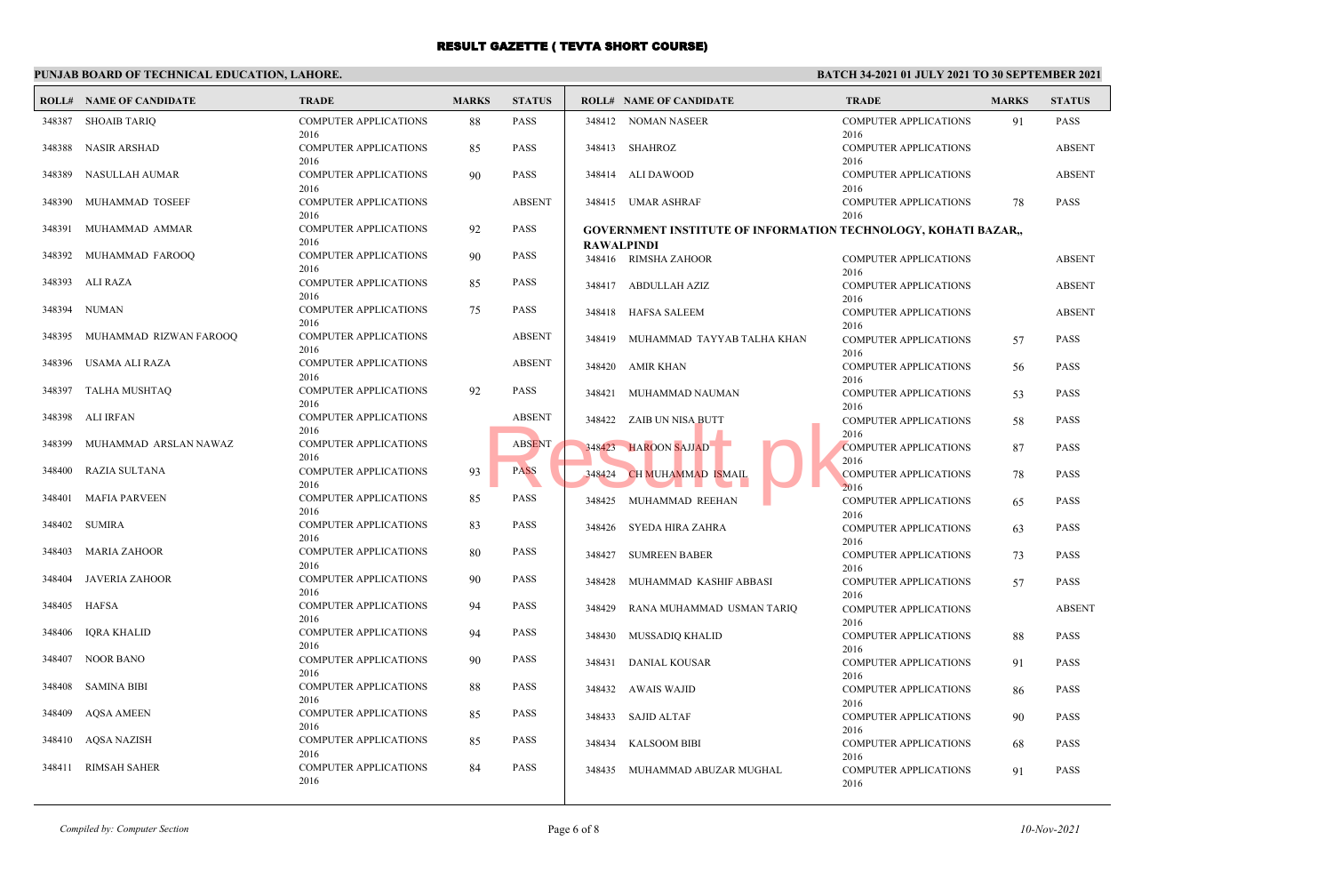# RESULT GAZETTE ( TEVTA SHORT COURSE)

**PUNJAB BOARD OF TECHNICAL EDUCATION, LAHORE.**

**BATCH 34-2021 01 JULY 2021 TO 30 SEPTEMBER 2021**

| ROLL# | NAME OF CANDIDATE | TRADE | MARKS | STATUS |
|---|---|---|---|---|
| 348387 | SHOAIB TARIQ | COMPUTER APPLICATIONS 2016 | 88 | PASS |
| 348388 | NASIR ARSHAD | COMPUTER APPLICATIONS 2016 | 85 | PASS |
| 348389 | NASULLAH AUMAR | COMPUTER APPLICATIONS 2016 | 90 | PASS |
| 348390 | MUHAMMAD TOSEEF | COMPUTER APPLICATIONS 2016 | | ABSENT |
| 348391 | MUHAMMAD AMMAR | COMPUTER APPLICATIONS 2016 | 92 | PASS |
| 348392 | MUHAMMAD FAROOQ | COMPUTER APPLICATIONS 2016 | 90 | PASS |
| 348393 | ALI RAZA | COMPUTER APPLICATIONS 2016 | 85 | PASS |
| 348394 | NUMAN | COMPUTER APPLICATIONS 2016 | 75 | PASS |
| 348395 | MUHAMMAD RIZWAN FAROOQ | COMPUTER APPLICATIONS 2016 | | ABSENT |
| 348396 | USAMA ALI RAZA | COMPUTER APPLICATIONS 2016 | | ABSENT |
| 348397 | TALHA MUSHTAQ | COMPUTER APPLICATIONS 2016 | 92 | PASS |
| 348398 | ALI IRFAN | COMPUTER APPLICATIONS 2016 | | ABSENT |
| 348399 | MUHAMMAD ARSLAN NAWAZ | COMPUTER APPLICATIONS 2016 | | ABSENT |
| 348400 | RAZIA SULTANA | COMPUTER APPLICATIONS 2016 | 93 | PASS |
| 348401 | MAFIA PARVEEN | COMPUTER APPLICATIONS 2016 | 85 | PASS |
| 348402 | SUMIRA | COMPUTER APPLICATIONS 2016 | 83 | PASS |
| 348403 | MARIA ZAHOOR | COMPUTER APPLICATIONS 2016 | 80 | PASS |
| 348404 | JAVERIA ZAHOOR | COMPUTER APPLICATIONS 2016 | 90 | PASS |
| 348405 | HAFSA | COMPUTER APPLICATIONS 2016 | 94 | PASS |
| 348406 | IQRA KHALID | COMPUTER APPLICATIONS 2016 | 94 | PASS |
| 348407 | NOOR BANO | COMPUTER APPLICATIONS 2016 | 90 | PASS |
| 348408 | SAMINA BIBI | COMPUTER APPLICATIONS 2016 | 88 | PASS |
| 348409 | AQSA AMEEN | COMPUTER APPLICATIONS 2016 | 85 | PASS |
| 348410 | AQSA NAZISH | COMPUTER APPLICATIONS 2016 | 85 | PASS |
| 348411 | RIMSAH SAHER | COMPUTER APPLICATIONS 2016 | 84 | PASS |
| 348412 | NOMAN NASEER | COMPUTER APPLICATIONS 2016 | 91 | PASS |
| 348413 | SHAHROZ | COMPUTER APPLICATIONS 2016 | | ABSENT |
| 348414 | ALI DAWOOD | COMPUTER APPLICATIONS 2016 | | ABSENT |
| 348415 | UMAR ASHRAF | COMPUTER APPLICATIONS 2016 | 78 | PASS |

**GOVERNMENT INSTITUTE OF INFORMATION TECHNOLOGY, KOHATI BAZAR,, RAWALPINDI**

| ROLL# | NAME OF CANDIDATE | TRADE | MARKS | STATUS |
|---|---|---|---|---|
| 348416 | RIMSHA ZAHOOR | COMPUTER APPLICATIONS 2016 | | ABSENT |
| 348417 | ABDULLAH AZIZ | COMPUTER APPLICATIONS 2016 | | ABSENT |
| 348418 | HAFSA SALEEM | COMPUTER APPLICATIONS 2016 | | ABSENT |
| 348419 | MUHAMMAD TAYYAB TALHA KHAN | COMPUTER APPLICATIONS 2016 | 57 | PASS |
| 348420 | AMIR KHAN | COMPUTER APPLICATIONS 2016 | 56 | PASS |
| 348421 | MUHAMMAD NAUMAN | COMPUTER APPLICATIONS 2016 | 53 | PASS |
| 348422 | ZAIB UN NISA BUTT | COMPUTER APPLICATIONS 2016 | 58 | PASS |
| 348423 | HAROON SAJJAD | COMPUTER APPLICATIONS 2016 | 87 | PASS |
| 348424 | CH MUHAMMAD ISMAIL | COMPUTER APPLICATIONS 2016 | 78 | PASS |
| 348425 | MUHAMMAD REEHAN | COMPUTER APPLICATIONS 2016 | 65 | PASS |
| 348426 | SYEDA HIRA ZAHRA | COMPUTER APPLICATIONS 2016 | 63 | PASS |
| 348427 | SUMREEN BABER | COMPUTER APPLICATIONS 2016 | 73 | PASS |
| 348428 | MUHAMMAD KASHIF ABBASI | COMPUTER APPLICATIONS 2016 | 57 | PASS |
| 348429 | RANA MUHAMMAD USMAN TARIQ | COMPUTER APPLICATIONS 2016 | | ABSENT |
| 348430 | MUSSADIQ KHALID | COMPUTER APPLICATIONS 2016 | 88 | PASS |
| 348431 | DANIAL KOUSAR | COMPUTER APPLICATIONS 2016 | 91 | PASS |
| 348432 | AWAIS WAJID | COMPUTER APPLICATIONS 2016 | 86 | PASS |
| 348433 | SAJID ALTAF | COMPUTER APPLICATIONS 2016 | 90 | PASS |
| 348434 | KALSOOM BIBI | COMPUTER APPLICATIONS 2016 | 68 | PASS |
| 348435 | MUHAMMAD ABUZAR MUGHAL | COMPUTER APPLICATIONS 2016 | 91 | PASS |

*Compiled by: Computer Section*

*10-Nov-2021*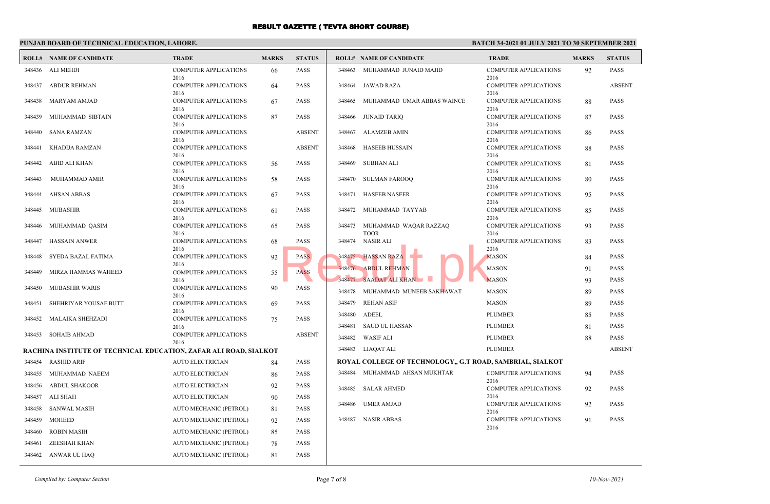# RESULT GAZETTE ( TEVTA SHORT COURSE)

**PUNJAB BOARD OF TECHNICAL EDUCATION, LAHORE.**

**BATCH 34-2021 01 JULY 2021 TO 30 SEPTEMBER 2021**

| ROLL# | NAME OF CANDIDATE | TRADE | MARKS | STATUS |
|---|---|---|---|---|
| 348436 | ALI MEHDI | COMPUTER APPLICATIONS 2016 | 66 | PASS |
| 348437 | ABDUR REHMAN | COMPUTER APPLICATIONS 2016 | 64 | PASS |
| 348438 | MARYAM AMJAD | COMPUTER APPLICATIONS 2016 | 67 | PASS |
| 348439 | MUHAMMAD SIBTAIN | COMPUTER APPLICATIONS 2016 | 87 | PASS |
| 348440 | SANA RAMZAN | COMPUTER APPLICATIONS 2016 | | ABSENT |
| 348441 | KHADIJA RAMZAN | COMPUTER APPLICATIONS 2016 | | ABSENT |
| 348442 | ABID ALI KHAN | COMPUTER APPLICATIONS 2016 | 56 | PASS |
| 348443 | MUHAMMAD AMIR | COMPUTER APPLICATIONS 2016 | 58 | PASS |
| 348444 | AHSAN ABBAS | COMPUTER APPLICATIONS 2016 | 67 | PASS |
| 348445 | MUBASHIR | COMPUTER APPLICATIONS 2016 | 61 | PASS |
| 348446 | MUHAMMAD QASIM | COMPUTER APPLICATIONS 2016 | 65 | PASS |
| 348447 | HASSAIN ANWER | COMPUTER APPLICATIONS 2016 | 68 | PASS |
| 348448 | SYEDA BAZAL FATIMA | COMPUTER APPLICATIONS 2016 | 92 | PASS |
| 348449 | MIRZA HAMMAS WAHEED | COMPUTER APPLICATIONS 2016 | 55 | PASS |
| 348450 | MUBASHIR WARIS | COMPUTER APPLICATIONS 2016 | 90 | PASS |
| 348451 | SHEHRIYAR YOUSAF BUTT | COMPUTER APPLICATIONS 2016 | 69 | PASS |
| 348452 | MALAIKA SHEHZADI | COMPUTER APPLICATIONS 2016 | 75 | PASS |
| 348453 | SOHAIB AHMAD | COMPUTER APPLICATIONS 2016 | | ABSENT |

**RACHINA INSTITUTE OF TECHNICAL EDUCATION, ZAFAR ALI ROAD, SIALKOT**

| ROLL# | NAME OF CANDIDATE | TRADE | MARKS | STATUS |
|---|---|---|---|---|
| 348454 | RASHID ARIF | AUTO ELECTRICIAN | 84 | PASS |
| 348455 | MUHAMMAD NAEEM | AUTO ELECTRICIAN | 86 | PASS |
| 348456 | ABDUL SHAKOOR | AUTO ELECTRICIAN | 92 | PASS |
| 348457 | ALI SHAH | AUTO ELECTRICIAN | 90 | PASS |
| 348458 | SANWAL MASIH | AUTO MECHANIC (PETROL) | 81 | PASS |
| 348459 | MOHEED | AUTO MECHANIC (PETROL) | 92 | PASS |
| 348460 | ROBIN MASIH | AUTO MECHANIC (PETROL) | 85 | PASS |
| 348461 | ZEESHAH KHAN | AUTO MECHANIC (PETROL) | 78 | PASS |
| 348462 | ANWAR UL HAQ | AUTO MECHANIC (PETROL) | 81 | PASS |
| 348463 | MUHAMMAD JUNAID MAJID | COMPUTER APPLICATIONS 2016 | 92 | PASS |
| 348464 | JAWAD RAZA | COMPUTER APPLICATIONS 2016 | | ABSENT |
| 348465 | MUHAMMAD UMAR ABBAS WAINCE | COMPUTER APPLICATIONS 2016 | 88 | PASS |
| 348466 | JUNAID TARIQ | COMPUTER APPLICATIONS 2016 | 87 | PASS |
| 348467 | ALAMZEB AMIN | COMPUTER APPLICATIONS 2016 | 86 | PASS |
| 348468 | HASEEB HUSSAIN | COMPUTER APPLICATIONS 2016 | 88 | PASS |
| 348469 | SUBHAN ALI | COMPUTER APPLICATIONS 2016 | 81 | PASS |
| 348470 | SULMAN FAROOQ | COMPUTER APPLICATIONS 2016 | 80 | PASS |
| 348471 | HASEEB NASEER | COMPUTER APPLICATIONS 2016 | 95 | PASS |
| 348472 | MUHAMMAD TAYYAB | COMPUTER APPLICATIONS 2016 | 85 | PASS |
| 348473 | MUHAMMAD WAQAR RAZZAQ TOOR | COMPUTER APPLICATIONS 2016 | 93 | PASS |
| 348474 | NASIR ALI | COMPUTER APPLICATIONS 2016 | 83 | PASS |
| 348475 | HASSAN RAZA | MASON | 84 | PASS |
| 348476 | ABDUL REHMAN | MASON | 91 | PASS |
| 348477 | SAADAT ALI KHAN | MASON | 93 | PASS |
| 348478 | MUHAMMAD MUNEEB SAKHAWAT | MASON | 89 | PASS |
| 348479 | REHAN ASIF | MASON | 89 | PASS |
| 348480 | ADEEL | PLUMBER | 85 | PASS |
| 348481 | SAUD UL HASSAN | PLUMBER | 81 | PASS |
| 348482 | WASIF ALI | PLUMBER | 88 | PASS |
| 348483 | LIAQAT ALI | PLUMBER | | ABSENT |

**ROYAL COLLEGE OF TECHNOLOGY,, G.T ROAD, SAMBRIAL, SIALKOT**

| ROLL# | NAME OF CANDIDATE | TRADE | MARKS | STATUS |
|---|---|---|---|---|
| 348484 | MUHAMMAD AHSAN MUKHTAR | COMPUTER APPLICATIONS 2016 | 94 | PASS |
| 348485 | SALAR AHMED | COMPUTER APPLICATIONS 2016 | 92 | PASS |
| 348486 | UMER AMJAD | COMPUTER APPLICATIONS 2016 | 92 | PASS |
| 348487 | NASIR ABBAS | COMPUTER APPLICATIONS 2016 | 91 | PASS |

*Compiled by: Computer Section*

*10-Nov-2021*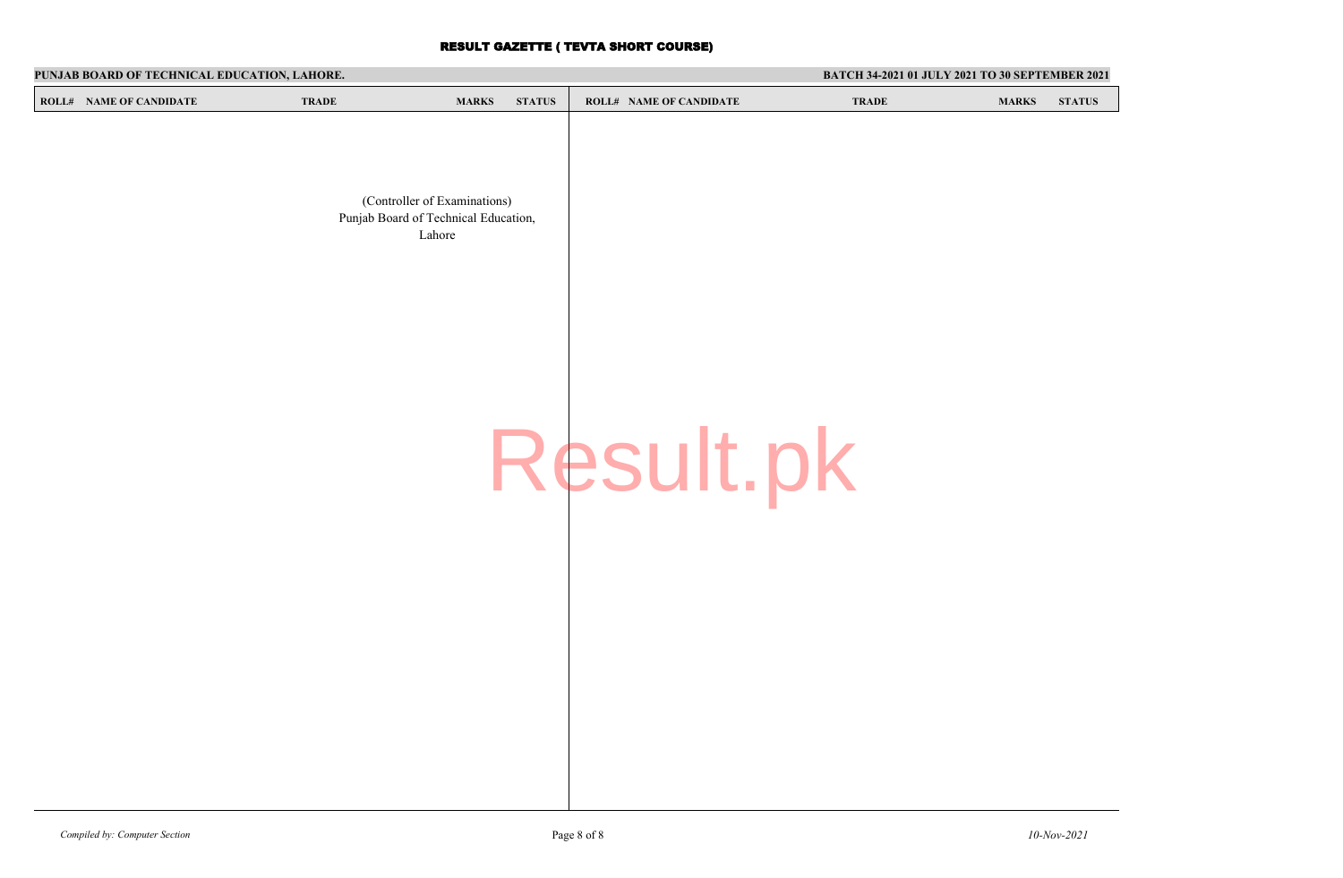# RESULT GAZETTE ( TEVTA SHORT COURSE)

**PUNJAB BOARD OF TECHNICAL EDUCATION, LAHORE.** **BATCH 34-2021 01 JULY 2021 TO 30 SEPTEMBER 2021**

| ROLL# | NAME OF CANDIDATE | TRADE | MARKS | STATUS | ROLL# | NAME OF CANDIDATE | TRADE | MARKS | STATUS |
|---|---|---|---|---|---|---|---|---|---|

(Controller of Examinations)
Punjab Board of Technical Education,
Lahore

Result.pk

*Compiled by: Computer Section*

*10-Nov-2021*